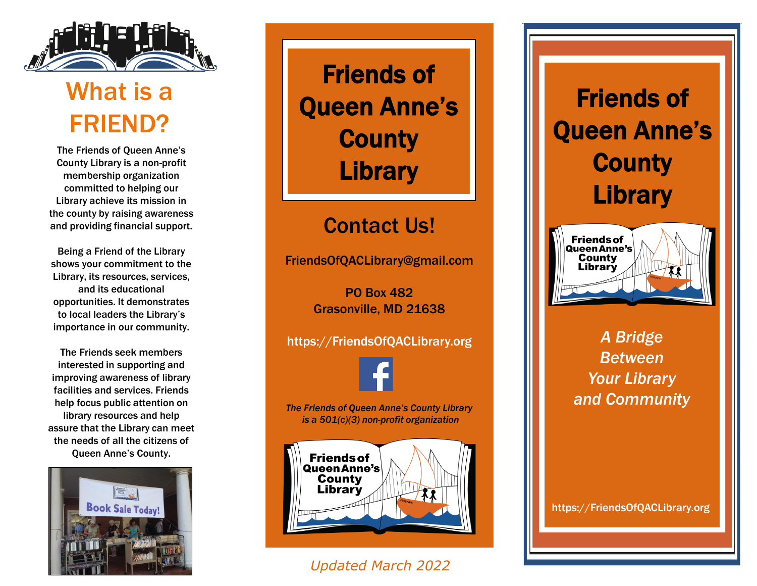# What is a FRIEND?

The Friends of Queen Anne's County Library is a non-profit membership organization committed to helping our Library achieve its mission in the county by raising awareness and providing financial support.

Being a Friend of the Library shows your commitment to the Library, its resources, services, and its educational opportunities. It demonstrates to local leaders the Library's importance in our community.

The Friends seek members interested in supporting and improving awareness of library facilities and services. Friends help focus public attention on library resources and help assure that the Library can meet the needs of all the citizens of Queen Anne's County.

# Friends of Queen Anne's County Library

## Contact Us!

FriendsOfQACLibrary@gmail.com

PO Box 482
Grasonville, MD 21638

https://FriendsOfQACLibrary.org

*The Friends of Queen Anne's County Library is a 501(c)(3) non-profit organization*

*Updated March 2022*

# Friends of Queen Anne's County Library

*A Bridge Between Your Library and Community*

https://FriendsOfQACLibrary.org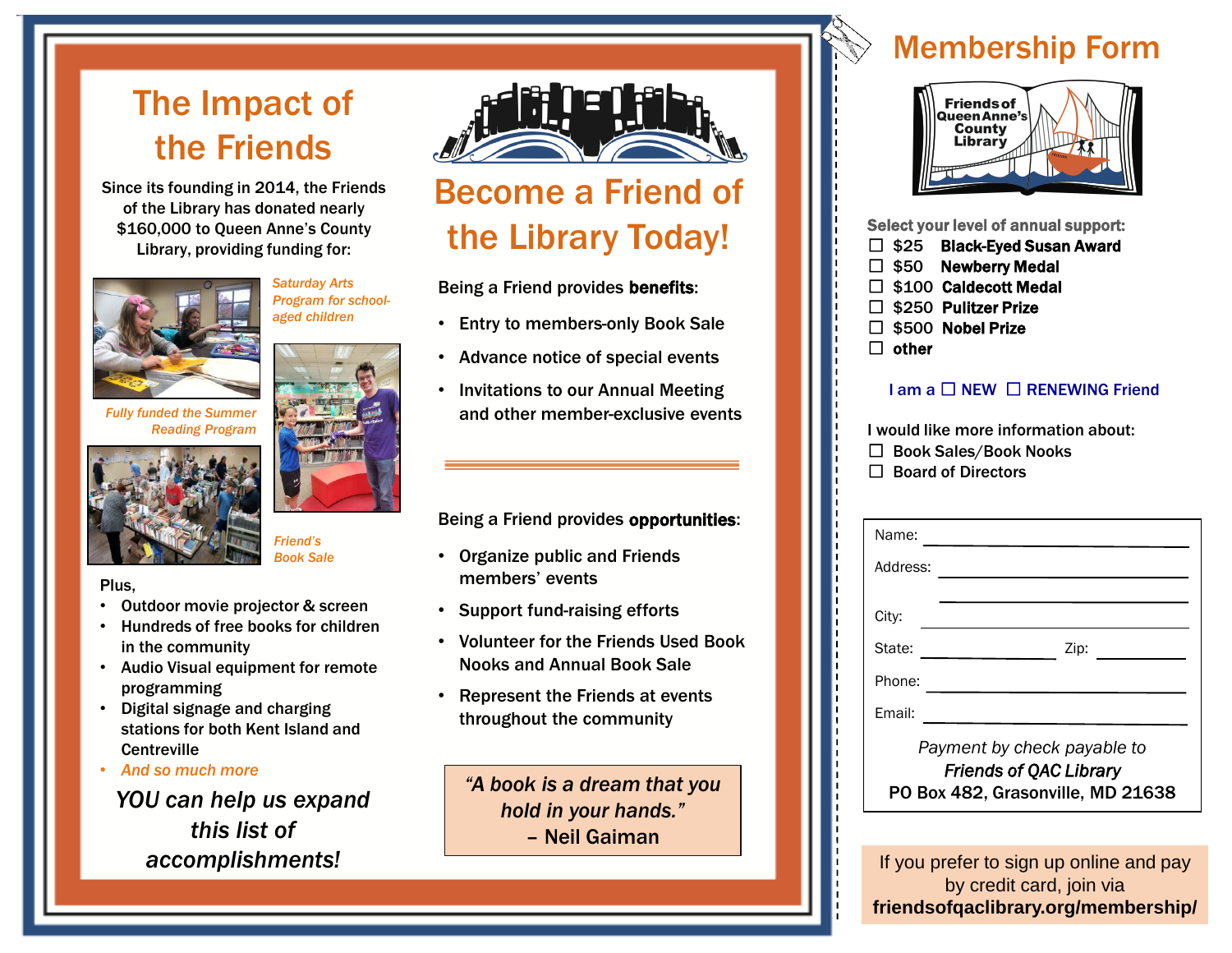# The Impact of the Friends

Since its founding in 2014, the Friends of the Library has donated nearly $160,000 to Queen Anne's County Library, providing funding for:

*Saturday Arts Program for school-aged children*

*Fully funded the Summer Reading Program*

*Friend's Book Sale*

Plus,

- Outdoor movie projector & screen
- Hundreds of free books for children in the community
- Audio Visual equipment for remote programming
- Digital signage and charging stations for both Kent Island and Centreville
- *And so much more*

***YOU can help us expand this list of accomplishments!***

# Become a Friend of the Library Today!

Being a Friend provides **benefits**:

- Entry to members-only Book Sale
- Advance notice of special events
- Invitations to our Annual Meeting and other member-exclusive events

Being a Friend provides **opportunities**:

- Organize public and Friends members' events
- Support fund-raising efforts
- Volunteer for the Friends Used Book Nooks and Annual Book Sale
- Represent the Friends at events throughout the community

> *"A book is a dream that you hold in your hands."*
> – Neil Gaiman

# Membership Form

Friends of Queen Anne's County Library

**Select your level of annual support:**

- ☐ $25 **Black-Eyed Susan Award**
- ☐ $50 **Newberry Medal**
- ☐ $100 **Caldecott Medal**
- ☐ $250 **Pulitzer Prize**
- ☐ $500 **Nobel Prize**
- ☐ **other**

I am a ☐ NEW ☐ RENEWING Friend

I would like more information about:

- ☐ Book Sales/Book Nooks
- ☐ Board of Directors

Name: ____________________

Address: ____________________

____________________

City: ____________________

State: __________ Zip: __________

Phone: ____________________

Email: ____________________

*Payment by check payable to*
***Friends of QAC Library***
**PO Box 482, Grasonville, MD 21638**

If you prefer to sign up online and pay by credit card, join via **friendsofqaclibrary.org/membership/**